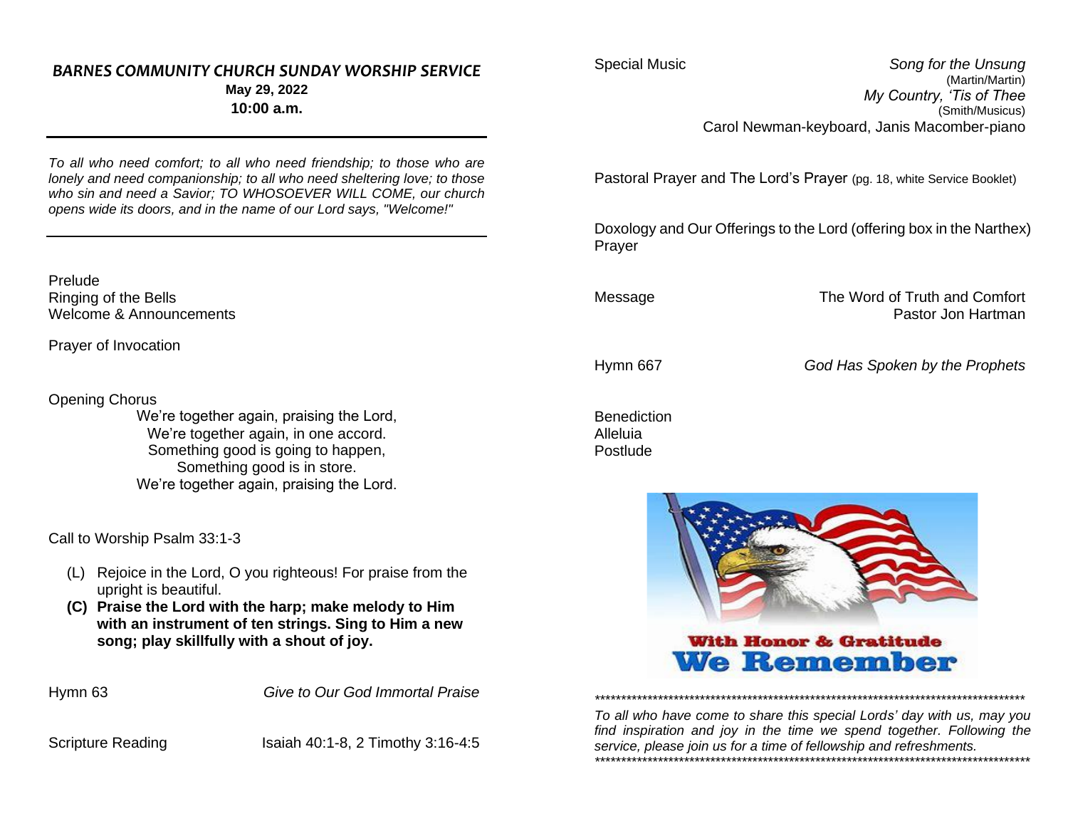## *BARNES COMMUNITY CHURCH SUNDAY WORSHIP SERVICE*

**May 29, 2022**

**10:00 a.m.**

---

*To all who need comfort; to all who need friendship; to those who are lonely and need companionship; to all who need sheltering love; to those who sin and need a Savior; TO WHOSOEVER WILL COME, our church opens wide its doors, and in the name of our Lord says, "Welcome!"*

---

Prelude
Ringing of the Bells
Welcome & Announcements

Prayer of Invocation

Opening Chorus

We're together again, praising the Lord,
We're together again, in one accord.
Something good is going to happen,
Something good is in store.
We're together again, praising the Lord.

Call to Worship Psalm 33:1-3

(L) Rejoice in the Lord, O you righteous! For praise from the upright is beautiful.

**(C) Praise the Lord with the harp; make melody to Him with an instrument of ten strings. Sing to Him a new song; play skillfully with a shout of joy.**

Hymn 63 — *Give to Our God Immortal Praise*

Scripture Reading — Isaiah 40:1-8, 2 Timothy 3:16-4:5

Special Music — *Song for the Unsung* (Martin/Martin)
*My Country, 'Tis of Thee* (Smith/Musicus)
Carol Newman-keyboard, Janis Macomber-piano

Pastoral Prayer and The Lord's Prayer (pg. 18, white Service Booklet)

Doxology and Our Offerings to the Lord (offering box in the Narthex)
Prayer

Message — The Word of Truth and Comfort
Pastor Jon Hartman

Hymn 667 — *God Has Spoken by the Prophets*

Benediction
Alleluia
Postlude

With Honor & Gratitude
We Remember

*************************************************************************************

*To all who have come to share this special Lords' day with us, may you find inspiration and joy in the time we spend together. Following the service, please join us for a time of fellowship and refreshments.*

*************************************************************************************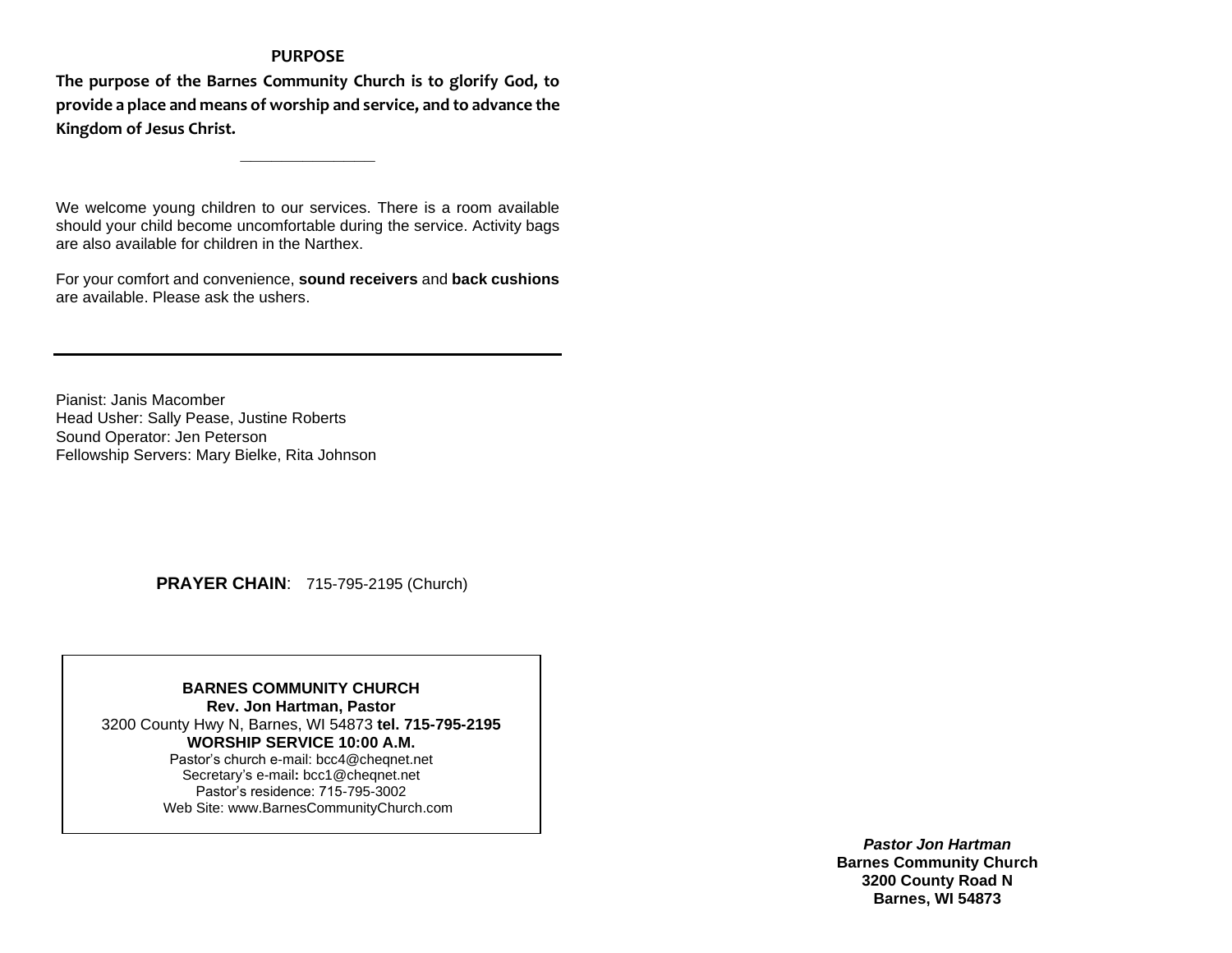## PURPOSE

**The purpose of the Barnes Community Church is to glorify God, to provide a place and means of worship and service, and to advance the Kingdom of Jesus Christ.**

---

We welcome young children to our services. There is a room available should your child become uncomfortable during the service. Activity bags are also available for children in the Narthex.

For your comfort and convenience, **sound receivers** and **back cushions** are available. Please ask the ushers.

---

Pianist: Janis Macomber
Head Usher: Sally Pease, Justine Roberts
Sound Operator: Jen Peterson
Fellowship Servers: Mary Bielke, Rita Johnson

**PRAYER CHAIN**: 715-795-2195 (Church)

**BARNES COMMUNITY CHURCH**
**Rev. Jon Hartman, Pastor**
3200 County Hwy N, Barnes, WI 54873 **tel. 715-795-2195**
**WORSHIP SERVICE 10:00 A.M.**
Pastor's church e-mail: bcc4@cheqnet.net
Secretary's e-mail**:** bcc1@cheqnet.net
Pastor's residence: 715-795-3002
Web Site: www.BarnesCommunityChurch.com

***Pastor Jon Hartman***
**Barnes Community Church**
**3200 County Road N**
**Barnes, WI 54873**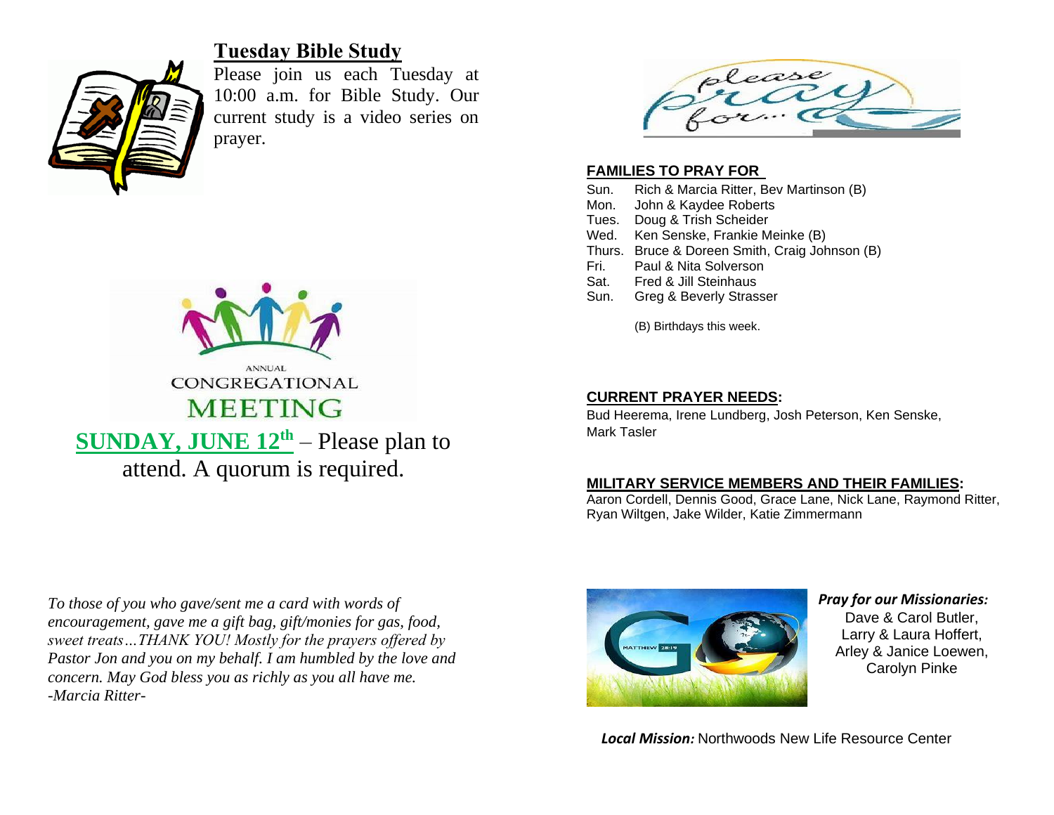## Tuesday Bible Study

Please join us each Tuesday at 10:00 a.m. for Bible Study. Our current study is a video series on prayer.

ANNUAL CONGREGATIONAL MEETING

**SUNDAY, JUNE 12th** – Please plan to attend. A quorum is required.

*To those of you who gave/sent me a card with words of encouragement, gave me a gift bag, gift/monies for gas, food, sweet treats…THANK YOU! Mostly for the prayers offered by Pastor Jon and you on my behalf. I am humbled by the love and concern. May God bless you as richly as you all have me.*
*-Marcia Ritter-*

please pray for…

### FAMILIES TO PRAY FOR

| | |
|---|---|
| Sun. | Rich & Marcia Ritter, Bev Martinson (B) |
| Mon. | John & Kaydee Roberts |
| Tues. | Doug & Trish Scheider |
| Wed. | Ken Senske, Frankie Meinke (B) |
| Thurs. | Bruce & Doreen Smith, Craig Johnson (B) |
| Fri. | Paul & Nita Solverson |
| Sat. | Fred & Jill Steinhaus |
| Sun. | Greg & Beverly Strasser |

(B) Birthdays this week.

### CURRENT PRAYER NEEDS:

Bud Heerema, Irene Lundberg, Josh Peterson, Ken Senske, Mark Tasler

### MILITARY SERVICE MEMBERS AND THEIR FAMILIES:

Aaron Cordell, Dennis Good, Grace Lane, Nick Lane, Raymond Ritter, Ryan Wiltgen, Jake Wilder, Katie Zimmermann

***Pray for our Missionaries:***
Dave & Carol Butler,
Larry & Laura Hoffert,
Arley & Janice Loewen,
Carolyn Pinke

***Local Mission:*** Northwoods New Life Resource Center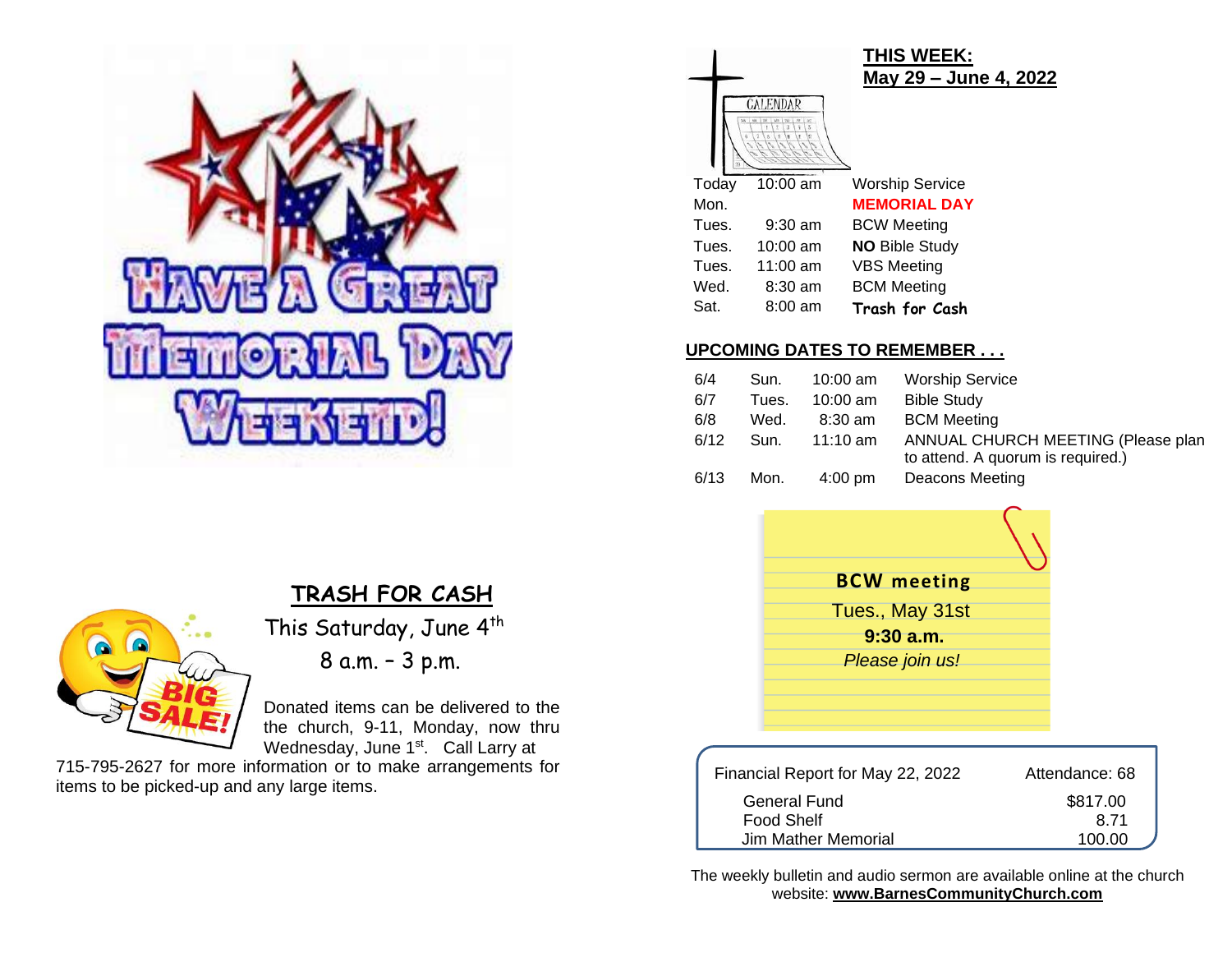HAVE A GREAT MEMORIAL DAY WEEKEND!

## TRASH FOR CASH

This Saturday, June 4th

8 a.m. – 3 p.m.

Donated items can be delivered to the church, 9-11, Monday, now thru Wednesday, June 1st. Call Larry at 715-795-2627 for more information or to make arrangements for items to be picked-up and any large items.

## THIS WEEK: May 29 – June 4, 2022

| | | |
|---|---|---|
| Today | 10:00 am | Worship Service |
| Mon. | | **MEMORIAL DAY** |
| Tues. | 9:30 am | BCW Meeting |
| Tues. | 10:00 am | **NO** Bible Study |
| Tues. | 11:00 am | VBS Meeting |
| Wed. | 8:30 am | BCM Meeting |
| Sat. | 8:00 am | **Trash for Cash** |

## UPCOMING DATES TO REMEMBER . . .

| | | | |
|---|---|---|---|
| 6/4 | Sun. | 10:00 am | Worship Service |
| 6/7 | Tues. | 10:00 am | Bible Study |
| 6/8 | Wed. | 8:30 am | BCM Meeting |
| 6/12 | Sun. | 11:10 am | ANNUAL CHURCH MEETING (Please plan to attend. A quorum is required.) |
| 6/13 | Mon. | 4:00 pm | Deacons Meeting |

**BCW meeting**

Tues., May 31st

**9:30 a.m.**

*Please join us!*

| Financial Report for May 22, 2022 | Attendance: 68 |
|---|---|
| General Fund | $817.00 |
| Food Shelf | 8.71 |
| Jim Mather Memorial | 100.00 |

The weekly bulletin and audio sermon are available online at the church website: **www.BarnesCommunityChurch.com**